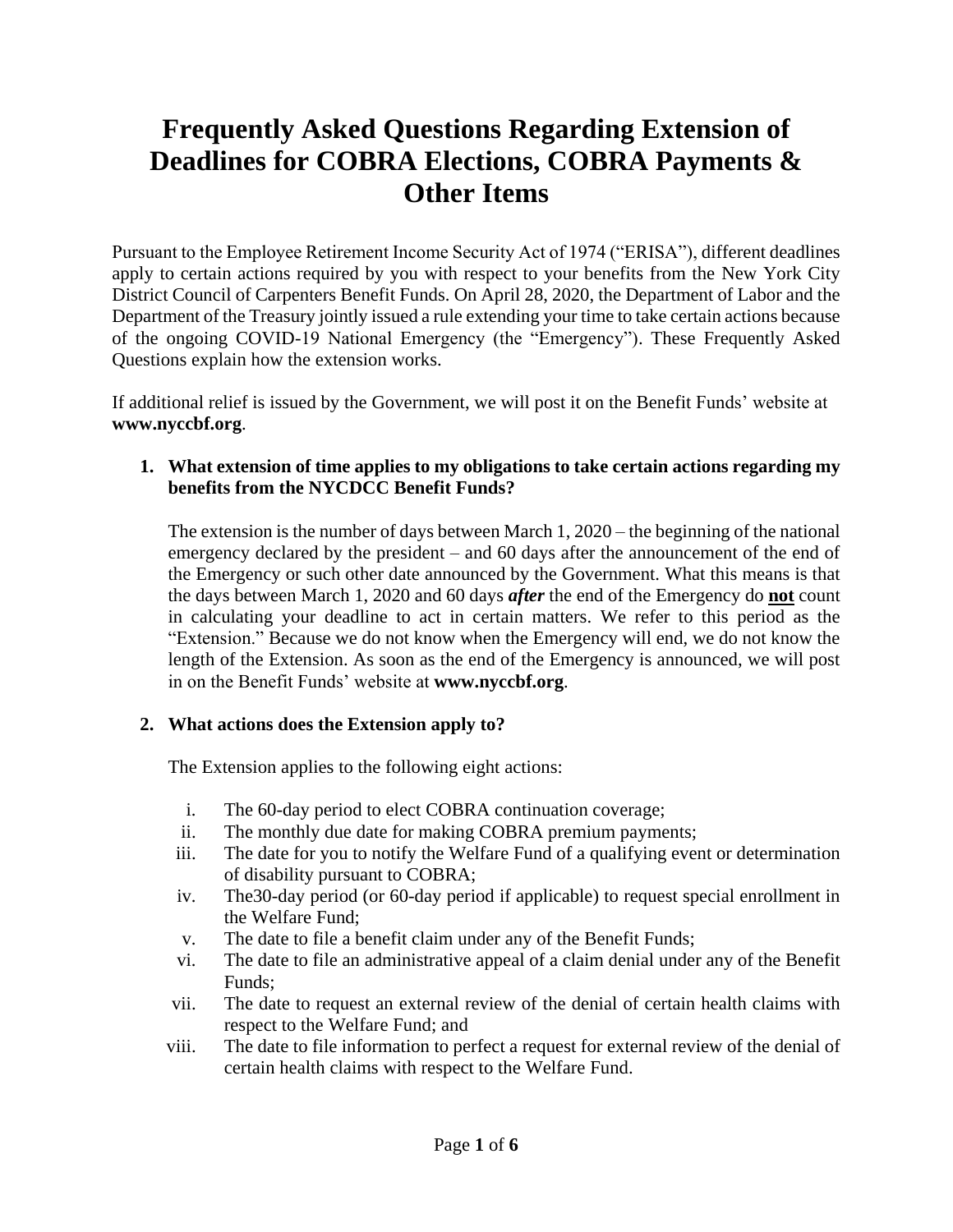# Frequently Asked Questions Regarding Extension of Deadlines for COBRA Elections, COBRA Payments & Other Items

Pursuant to the Employee Retirement Income Security Act of 1974 ("ERISA"), different deadlines apply to certain actions required by you with respect to your benefits from the New York City District Council of Carpenters Benefit Funds. On April 28, 2020, the Department of Labor and the Department of the Treasury jointly issued a rule extending your time to take certain actions because of the ongoing COVID-19 National Emergency (the "Emergency"). These Frequently Asked Questions explain how the extension works.

If additional relief is issued by the Government, we will post it on the Benefit Funds' website at **www.nyccbf.org**.

1. **What extension of time applies to my obligations to take certain actions regarding my benefits from the NYCDCC Benefit Funds?**

   The extension is the number of days between March 1, 2020 – the beginning of the national emergency declared by the president – and 60 days after the announcement of the end of the Emergency or such other date announced by the Government. What this means is that the days between March 1, 2020 and 60 days ***after*** the end of the Emergency do **not** count in calculating your deadline to act in certain matters. We refer to this period as the "Extension." Because we do not know when the Emergency will end, we do not know the length of the Extension. As soon as the end of the Emergency is announced, we will post in on the Benefit Funds' website at **www.nyccbf.org**.

2. **What actions does the Extension apply to?**

   The Extension applies to the following eight actions:

   i. The 60-day period to elect COBRA continuation coverage;
   ii. The monthly due date for making COBRA premium payments;
   iii. The date for you to notify the Welfare Fund of a qualifying event or determination of disability pursuant to COBRA;
   iv. The30-day period (or 60-day period if applicable) to request special enrollment in the Welfare Fund;
   v. The date to file a benefit claim under any of the Benefit Funds;
   vi. The date to file an administrative appeal of a claim denial under any of the Benefit Funds;
   vii. The date to request an external review of the denial of certain health claims with respect to the Welfare Fund; and
   viii. The date to file information to perfect a request for external review of the denial of certain health claims with respect to the Welfare Fund.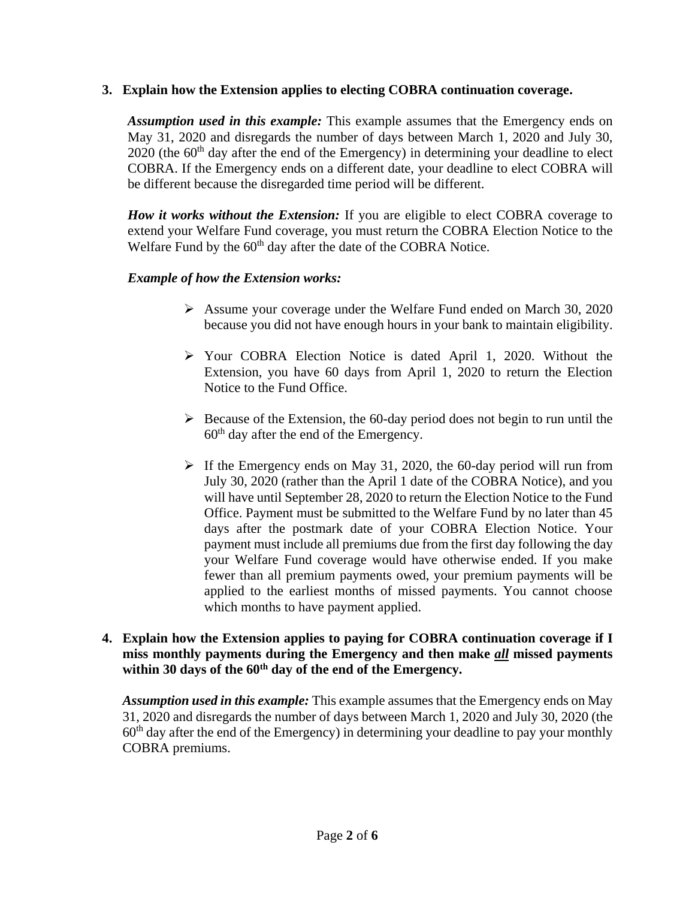**3. Explain how the Extension applies to electing COBRA continuation coverage.**

***Assumption used in this example:*** This example assumes that the Emergency ends on May 31, 2020 and disregards the number of days between March 1, 2020 and July 30, 2020 (the 60th day after the end of the Emergency) in determining your deadline to elect COBRA. If the Emergency ends on a different date, your deadline to elect COBRA will be different because the disregarded time period will be different.

***How it works without the Extension:*** If you are eligible to elect COBRA coverage to extend your Welfare Fund coverage, you must return the COBRA Election Notice to the Welfare Fund by the 60th day after the date of the COBRA Notice.

***Example of how the Extension works:***

- Assume your coverage under the Welfare Fund ended on March 30, 2020 because you did not have enough hours in your bank to maintain eligibility.
- Your COBRA Election Notice is dated April 1, 2020. Without the Extension, you have 60 days from April 1, 2020 to return the Election Notice to the Fund Office.
- Because of the Extension, the 60-day period does not begin to run until the 60th day after the end of the Emergency.
- If the Emergency ends on May 31, 2020, the 60-day period will run from July 30, 2020 (rather than the April 1 date of the COBRA Notice), and you will have until September 28, 2020 to return the Election Notice to the Fund Office. Payment must be submitted to the Welfare Fund by no later than 45 days after the postmark date of your COBRA Election Notice. Your payment must include all premiums due from the first day following the day your Welfare Fund coverage would have otherwise ended. If you make fewer than all premium payments owed, your premium payments will be applied to the earliest months of missed payments. You cannot choose which months to have payment applied.

**4. Explain how the Extension applies to paying for COBRA continuation coverage if I miss monthly payments during the Emergency and then make *<u>all</u>* missed payments within 30 days of the 60th day of the end of the Emergency.**

***Assumption used in this example:*** This example assumes that the Emergency ends on May 31, 2020 and disregards the number of days between March 1, 2020 and July 30, 2020 (the 60th day after the end of the Emergency) in determining your deadline to pay your monthly COBRA premiums.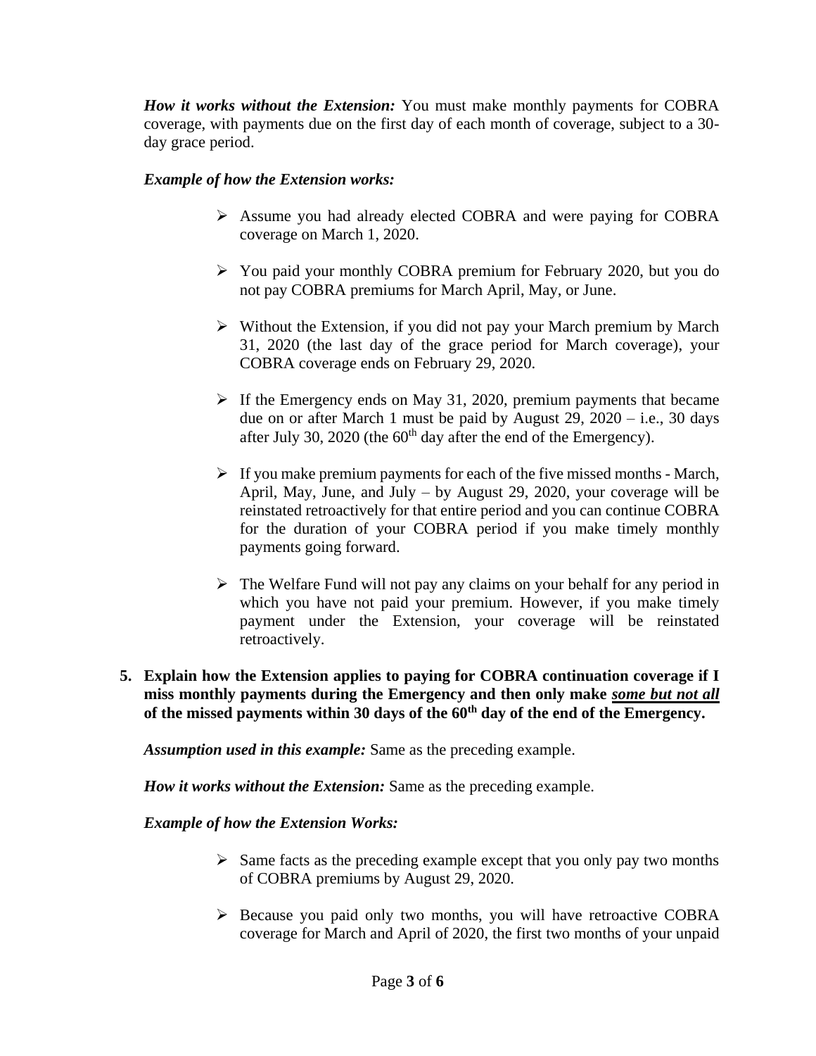***How it works without the Extension:*** You must make monthly payments for COBRA coverage, with payments due on the first day of each month of coverage, subject to a 30-day grace period.

***Example of how the Extension works:***

- Assume you had already elected COBRA and were paying for COBRA coverage on March 1, 2020.
- You paid your monthly COBRA premium for February 2020, but you do not pay COBRA premiums for March April, May, or June.
- Without the Extension, if you did not pay your March premium by March 31, 2020 (the last day of the grace period for March coverage), your COBRA coverage ends on February 29, 2020.
- If the Emergency ends on May 31, 2020, premium payments that became due on or after March 1 must be paid by August 29, 2020 – i.e., 30 days after July 30, 2020 (the 60th day after the end of the Emergency).
- If you make premium payments for each of the five missed months - March, April, May, June, and July – by August 29, 2020, your coverage will be reinstated retroactively for that entire period and you can continue COBRA for the duration of your COBRA period if you make timely monthly payments going forward.
- The Welfare Fund will not pay any claims on your behalf for any period in which you have not paid your premium. However, if you make timely payment under the Extension, your coverage will be reinstated retroactively.

**5. Explain how the Extension applies to paying for COBRA continuation coverage if I miss monthly payments during the Emergency and then only make *<u>some but not all</u>* of the missed payments within 30 days of the 60th day of the end of the Emergency.**

***Assumption used in this example:*** Same as the preceding example.

***How it works without the Extension:*** Same as the preceding example.

***Example of how the Extension Works:***

- Same facts as the preceding example except that you only pay two months of COBRA premiums by August 29, 2020.
- Because you paid only two months, you will have retroactive COBRA coverage for March and April of 2020, the first two months of your unpaid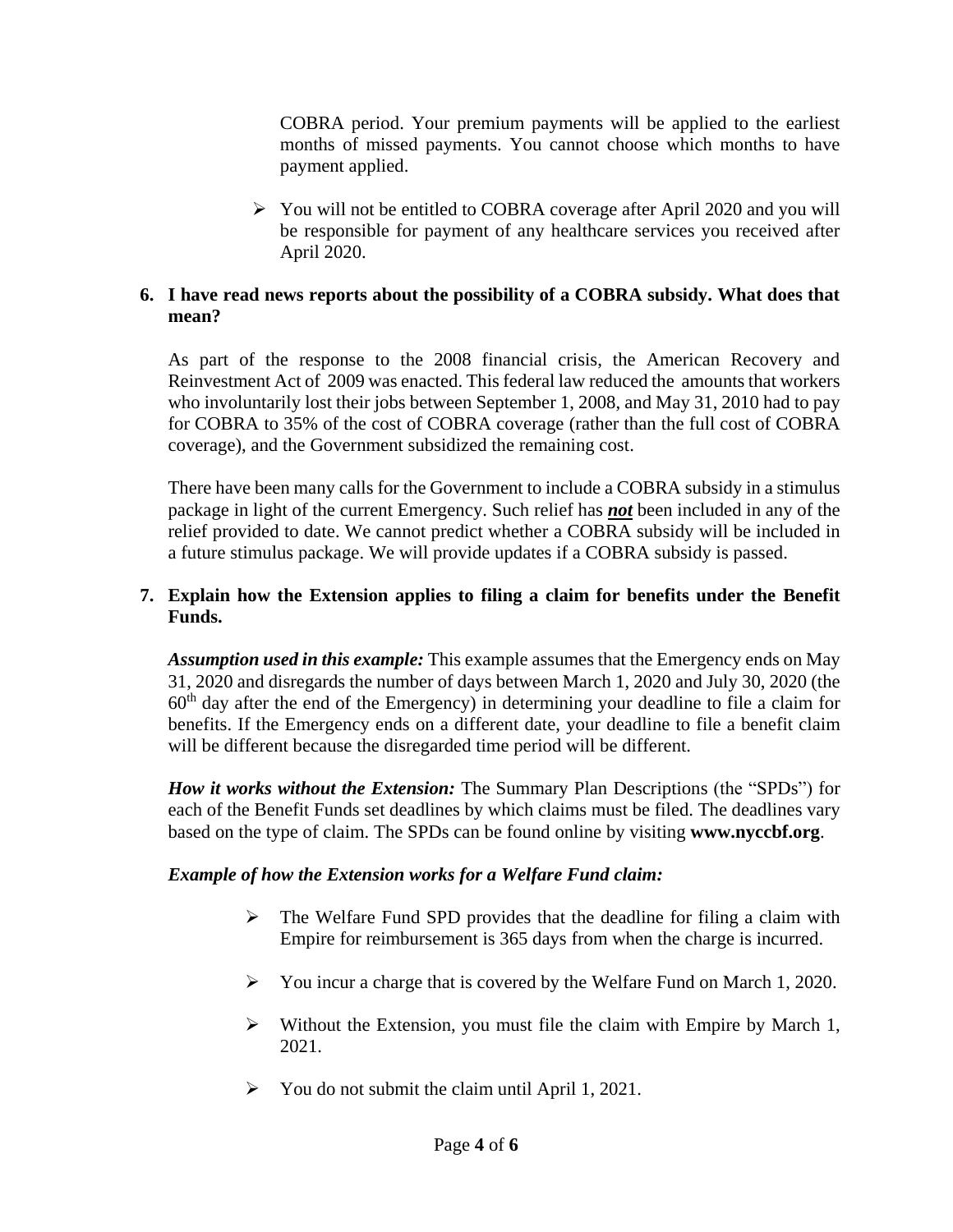COBRA period. Your premium payments will be applied to the earliest months of missed payments. You cannot choose which months to have payment applied.

- You will not be entitled to COBRA coverage after April 2020 and you will be responsible for payment of any healthcare services you received after April 2020.

**6. I have read news reports about the possibility of a COBRA subsidy. What does that mean?**

As part of the response to the 2008 financial crisis, the American Recovery and Reinvestment Act of 2009 was enacted. This federal law reduced the amounts that workers who involuntarily lost their jobs between September 1, 2008, and May 31, 2010 had to pay for COBRA to 35% of the cost of COBRA coverage (rather than the full cost of COBRA coverage), and the Government subsidized the remaining cost.

There have been many calls for the Government to include a COBRA subsidy in a stimulus package in light of the current Emergency. Such relief has ***not*** been included in any of the relief provided to date. We cannot predict whether a COBRA subsidy will be included in a future stimulus package. We will provide updates if a COBRA subsidy is passed.

**7. Explain how the Extension applies to filing a claim for benefits under the Benefit Funds.**

***Assumption used in this example:*** This example assumes that the Emergency ends on May 31, 2020 and disregards the number of days between March 1, 2020 and July 30, 2020 (the 60th day after the end of the Emergency) in determining your deadline to file a claim for benefits. If the Emergency ends on a different date, your deadline to file a benefit claim will be different because the disregarded time period will be different.

***How it works without the Extension:*** The Summary Plan Descriptions (the "SPDs") for each of the Benefit Funds set deadlines by which claims must be filed. The deadlines vary based on the type of claim. The SPDs can be found online by visiting **www.nyccbf.org**.

***Example of how the Extension works for a Welfare Fund claim:***

- The Welfare Fund SPD provides that the deadline for filing a claim with Empire for reimbursement is 365 days from when the charge is incurred.
- You incur a charge that is covered by the Welfare Fund on March 1, 2020.
- Without the Extension, you must file the claim with Empire by March 1, 2021.
- You do not submit the claim until April 1, 2021.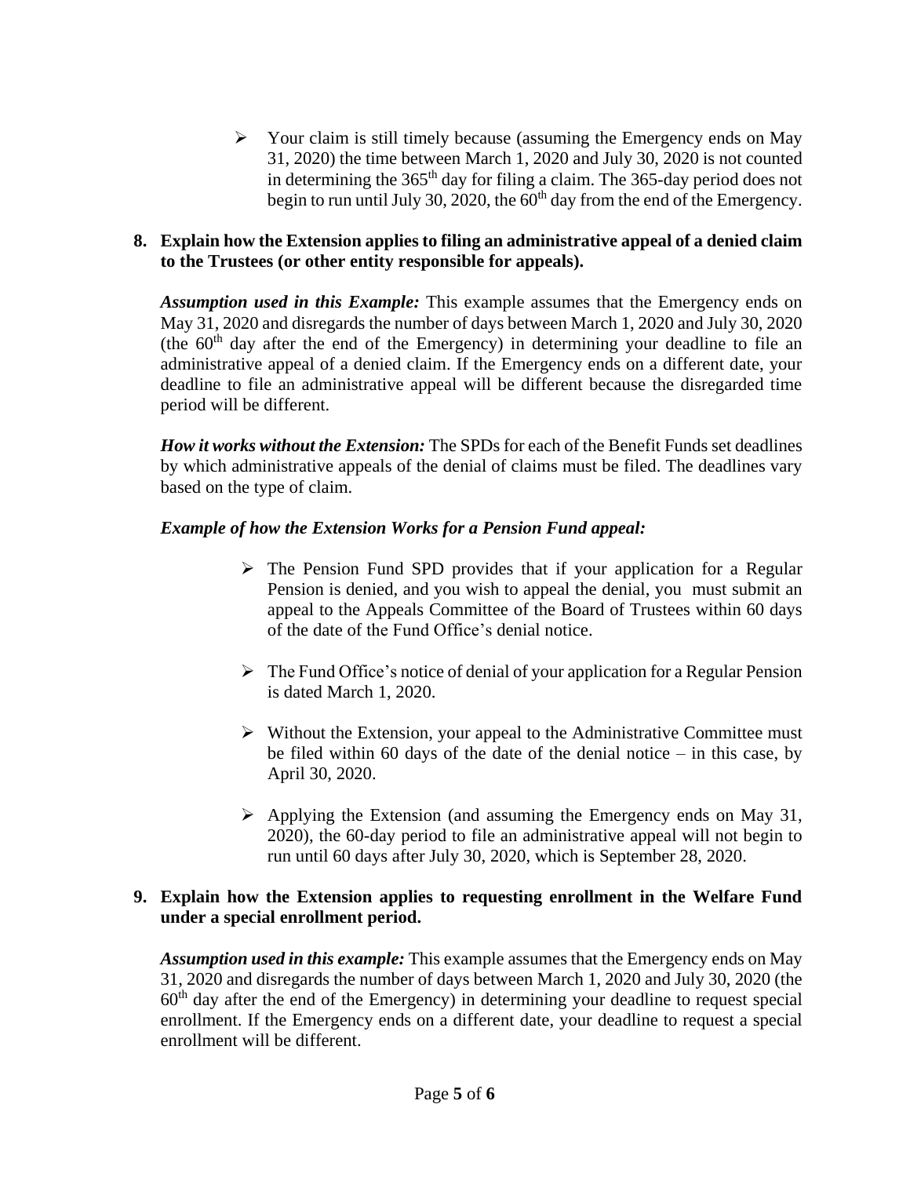- Your claim is still timely because (assuming the Emergency ends on May 31, 2020) the time between March 1, 2020 and July 30, 2020 is not counted in determining the 365th day for filing a claim. The 365-day period does not begin to run until July 30, 2020, the 60th day from the end of the Emergency.

**8. Explain how the Extension applies to filing an administrative appeal of a denied claim to the Trustees (or other entity responsible for appeals).**

***Assumption used in this Example:*** This example assumes that the Emergency ends on May 31, 2020 and disregards the number of days between March 1, 2020 and July 30, 2020 (the 60th day after the end of the Emergency) in determining your deadline to file an administrative appeal of a denied claim. If the Emergency ends on a different date, your deadline to file an administrative appeal will be different because the disregarded time period will be different.

***How it works without the Extension:*** The SPDs for each of the Benefit Funds set deadlines by which administrative appeals of the denial of claims must be filed. The deadlines vary based on the type of claim.

***Example of how the Extension Works for a Pension Fund appeal:***

- The Pension Fund SPD provides that if your application for a Regular Pension is denied, and you wish to appeal the denial, you must submit an appeal to the Appeals Committee of the Board of Trustees within 60 days of the date of the Fund Office's denial notice.
- The Fund Office's notice of denial of your application for a Regular Pension is dated March 1, 2020.
- Without the Extension, your appeal to the Administrative Committee must be filed within 60 days of the date of the denial notice – in this case, by April 30, 2020.
- Applying the Extension (and assuming the Emergency ends on May 31, 2020), the 60-day period to file an administrative appeal will not begin to run until 60 days after July 30, 2020, which is September 28, 2020.

**9. Explain how the Extension applies to requesting enrollment in the Welfare Fund under a special enrollment period.**

***Assumption used in this example:*** This example assumes that the Emergency ends on May 31, 2020 and disregards the number of days between March 1, 2020 and July 30, 2020 (the 60th day after the end of the Emergency) in determining your deadline to request special enrollment. If the Emergency ends on a different date, your deadline to request a special enrollment will be different.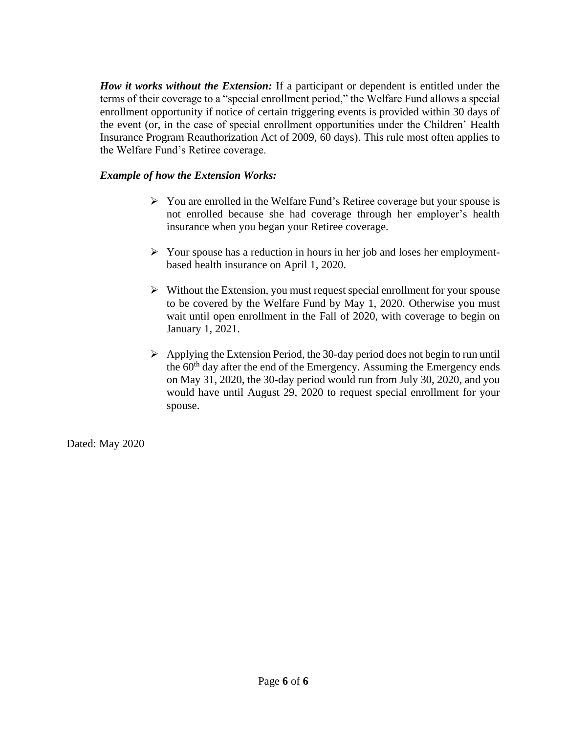***How it works without the Extension:*** If a participant or dependent is entitled under the terms of their coverage to a "special enrollment period," the Welfare Fund allows a special enrollment opportunity if notice of certain triggering events is provided within 30 days of the event (or, in the case of special enrollment opportunities under the Children' Health Insurance Program Reauthorization Act of 2009, 60 days). This rule most often applies to the Welfare Fund's Retiree coverage.

***Example of how the Extension Works:***

- You are enrolled in the Welfare Fund's Retiree coverage but your spouse is not enrolled because she had coverage through her employer's health insurance when you began your Retiree coverage.
- Your spouse has a reduction in hours in her job and loses her employment-based health insurance on April 1, 2020.
- Without the Extension, you must request special enrollment for your spouse to be covered by the Welfare Fund by May 1, 2020. Otherwise you must wait until open enrollment in the Fall of 2020, with coverage to begin on January 1, 2021.
- Applying the Extension Period, the 30-day period does not begin to run until the 60th day after the end of the Emergency. Assuming the Emergency ends on May 31, 2020, the 30-day period would run from July 30, 2020, and you would have until August 29, 2020 to request special enrollment for your spouse.

Dated: May 2020